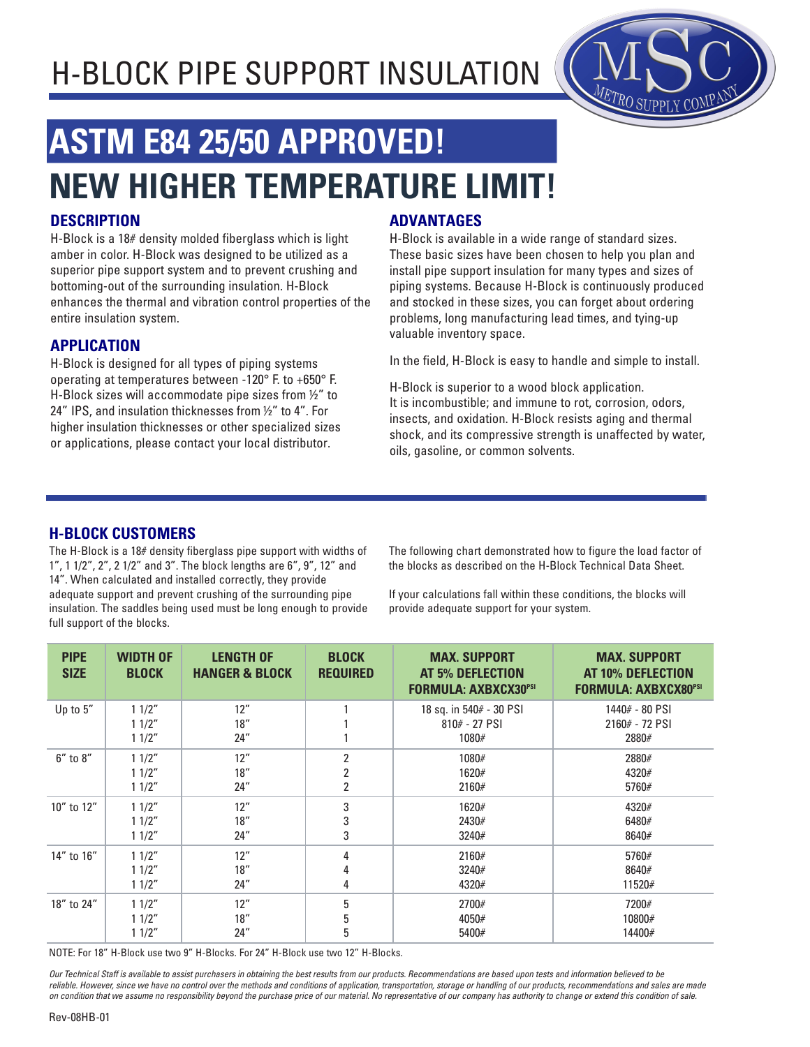# H-BLOCK PIPE SUPPORT INSULATION

MSC METRO SUPPLY COMPANY

# ASTM E84 25/50 APPROVED!

# NEW HIGHER TEMPERATURE LIMIT!

## DESCRIPTION

H-Block is a 18# density molded fiberglass which is light amber in color. H-Block was designed to be utilized as a superior pipe support system and to prevent crushing and bottoming-out of the surrounding insulation. H-Block enhances the thermal and vibration control properties of the entire insulation system.

## APPLICATION

H-Block is designed for all types of piping systems operating at temperatures between -120° F. to +650° F. H-Block sizes will accommodate pipe sizes from ½" to 24" IPS, and insulation thicknesses from ½" to 4". For higher insulation thicknesses or other specialized sizes or applications, please contact your local distributor.

## ADVANTAGES

H-Block is available in a wide range of standard sizes. These basic sizes have been chosen to help you plan and install pipe support insulation for many types and sizes of piping systems. Because H-Block is continuously produced and stocked in these sizes, you can forget about ordering problems, long manufacturing lead times, and tying-up valuable inventory space.

In the field, H-Block is easy to handle and simple to install.

H-Block is superior to a wood block application. It is incombustible; and immune to rot, corrosion, odors, insects, and oxidation. H-Block resists aging and thermal shock, and its compressive strength is unaffected by water, oils, gasoline, or common solvents.

## H-BLOCK CUSTOMERS

The H-Block is a 18# density fiberglass pipe support with widths of 1", 1 1/2", 2", 2 1/2" and 3". The block lengths are 6", 9", 12" and 14". When calculated and installed correctly, they provide adequate support and prevent crushing of the surrounding pipe insulation. The saddles being used must be long enough to provide full support of the blocks.

The following chart demonstrated how to figure the load factor of the blocks as described on the H-Block Technical Data Sheet.

If your calculations fall within these conditions, the blocks will provide adequate support for your system.

| PIPE SIZE | WIDTH OF BLOCK | LENGTH OF HANGER & BLOCK | BLOCK REQUIRED | MAX. SUPPORT AT 5% DEFLECTION FORMULA: AXBXCX30 PSI | MAX. SUPPORT AT 10% DEFLECTION FORMULA: AXBXCX80 PSI |
|---|---|---|---|---|---|
| Up to 5" | 1 1/2" | 12" | 1 | 18 sq. in 540# - 30 PSI | 1440# - 80 PSI |
| | 1 1/2" | 18" | 1 | 810# - 27 PSI | 2160# - 72 PSI |
| | 1 1/2" | 24" | 1 | 1080# | 2880# |
| 6" to 8" | 1 1/2" | 12" | 2 | 1080# | 2880# |
| | 1 1/2" | 18" | 2 | 1620# | 4320# |
| | 1 1/2" | 24" | 2 | 2160# | 5760# |
| 10" to 12" | 1 1/2" | 12" | 3 | 1620# | 4320# |
| | 1 1/2" | 18" | 3 | 2430# | 6480# |
| | 1 1/2" | 24" | 3 | 3240# | 8640# |
| 14" to 16" | 1 1/2" | 12" | 4 | 2160# | 5760# |
| | 1 1/2" | 18" | 4 | 3240# | 8640# |
| | 1 1/2" | 24" | 4 | 4320# | 11520# |
| 18" to 24" | 1 1/2" | 12" | 5 | 2700# | 7200# |
| | 1 1/2" | 18" | 5 | 4050# | 10800# |
| | 1 1/2" | 24" | 5 | 5400# | 14400# |

NOTE: For 18" H-Block use two 9" H-Blocks. For 24" H-Block use two 12" H-Blocks.

*Our Technical Staff is available to assist purchasers in obtaining the best results from our products. Recommendations are based upon tests and information believed to be reliable. However, since we have no control over the methods and conditions of application, transportation, storage or handling of our products, recommendations and sales are made on condition that we assume no responsibility beyond the purchase price of our material. No representative of our company has authority to change or extend this condition of sale.*

Rev-08HB-01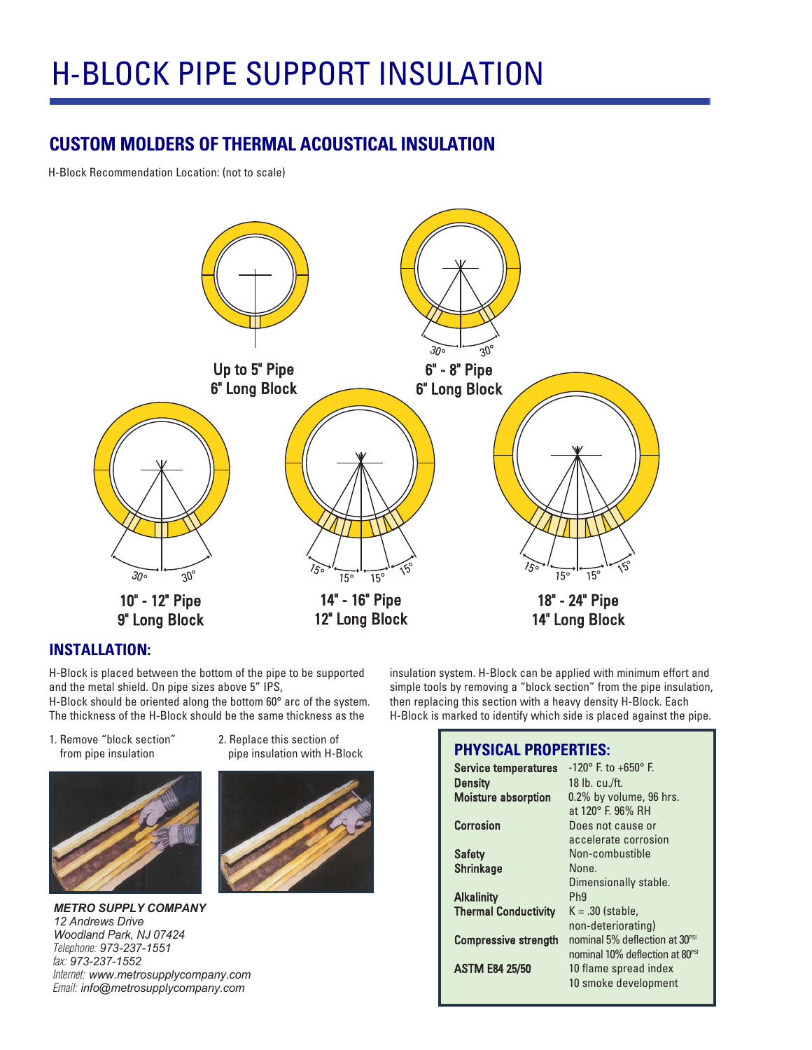# H-BLOCK PIPE SUPPORT INSULATION

## CUSTOM MOLDERS OF THERMAL ACOUSTICAL INSULATION

H-Block Recommendation Location: (not to scale)

Up to 5" Pipe
6" Long Block

30° 30°
6" - 8" Pipe
6" Long Block

30° 30°
10" - 12" Pipe
9" Long Block

15° 15° 15° 15°
14" - 16" Pipe
12" Long Block

15° 15° 15° 15°
18" - 24" Pipe
14" Long Block

## INSTALLATION:

H-Block is placed between the bottom of the pipe to be supported and the metal shield. On pipe sizes above 5" IPS, H-Block should be oriented along the bottom 60° arc of the system. The thickness of the H-Block should be the same thickness as the insulation system. H-Block can be applied with minimum effort and simple tools by removing a "block section" from the pipe insulation, then replacing this section with a heavy density H-Block. Each H-Block is marked to identify which side is placed against the pipe.

1. Remove "block section" from pipe insulation
2. Replace this section of pipe insulation with H-Block

***METRO SUPPLY COMPANY***
*12 Andrews Drive*
*Woodland Park, NJ 07424*
*Telephone: 973-237-1551*
*fax: 973-237-1552*
*Internet: www.metrosupplycompany.com*
*Email: info@metrosupplycompany.com*

## PHYSICAL PROPERTIES:

| | |
|---|---|
| **Service temperatures** | -120° F. to +650° F. |
| **Density** | 18 lb. cu./ft. |
| **Moisture absorption** | 0.2% by volume, 96 hrs. at 120° F. 96% RH |
| **Corrosion** | Does not cause or accelerate corrosion |
| **Safety** | Non-combustible |
| **Shrinkage** | None. Dimensionally stable. |
| **Alkalinity** | Ph9 |
| **Thermal Conductivity** | K = .30 (stable, non-deteriorating) |
| **Compressive strength** | nominal 5% deflection at 30PSI nominal 10% deflection at 80PSI |
| **ASTM E84 25/50** | 10 flame spread index 10 smoke development |